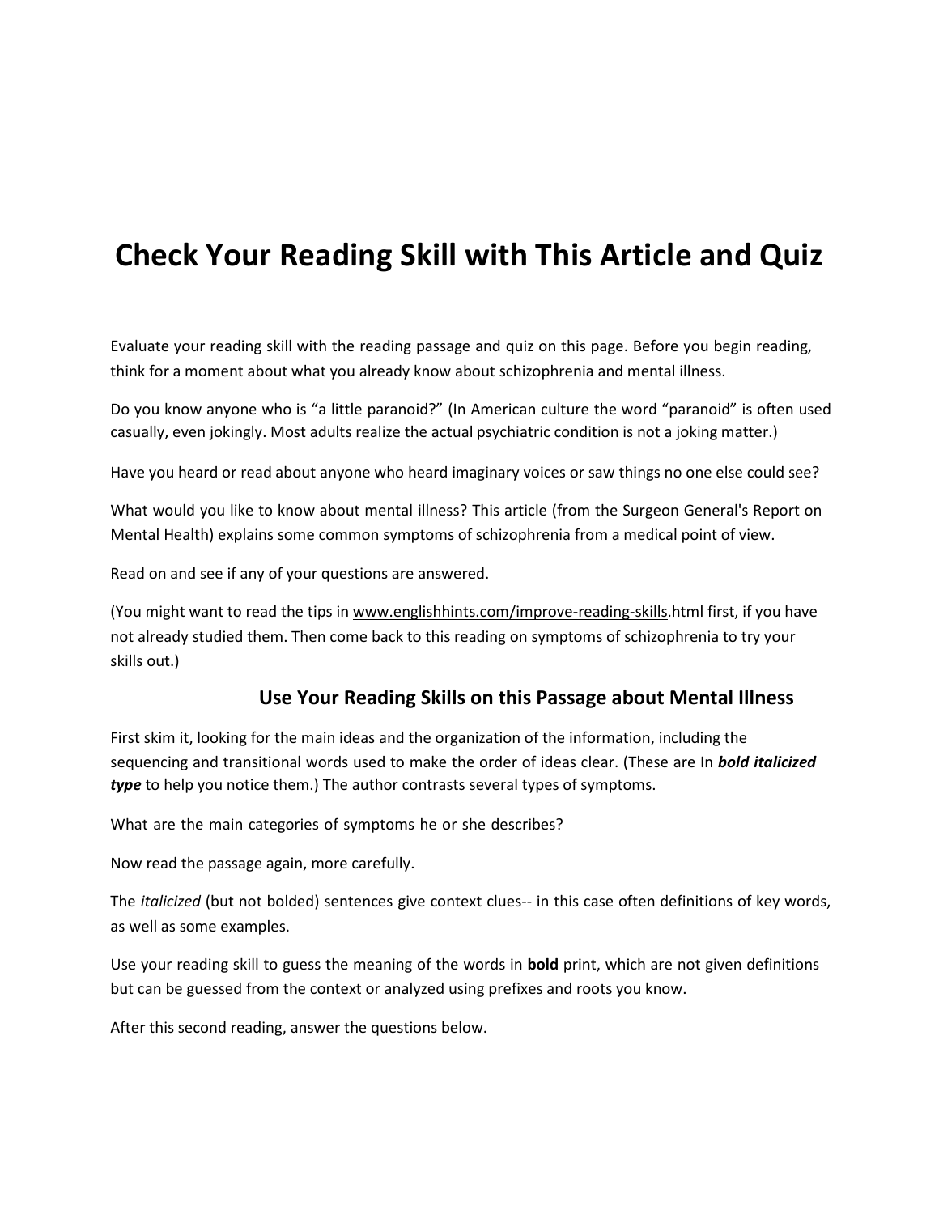# Check Your Reading Skill with This Article and Quiz

Evaluate your reading skill with the reading passage and quiz on this page. Before you begin reading, think for a moment about what you already know about schizophrenia and mental illness.

Do you know anyone who is "a little paranoid?" (In American culture the word "paranoid" is often used casually, even jokingly. Most adults realize the actual psychiatric condition is not a joking matter.)

Have you heard or read about anyone who heard imaginary voices or saw things no one else could see?

What would you like to know about mental illness? This article (from the Surgeon General's Report on Mental Health) explains some common symptoms of schizophrenia from a medical point of view.

Read on and see if any of your questions are answered.

(You might want to read the tips in www.englishhints.com/improve-reading-skills.html first, if you have not already studied them. Then come back to this reading on symptoms of schizophrenia to try your skills out.)

### Use Your Reading Skills on this Passage about Mental Illness

First skim it, looking for the main ideas and the organization of the information, including the sequencing and transitional words used to make the order of ideas clear. (These are In ***bold italicized type*** to help you notice them.) The author contrasts several types of symptoms.

What are the main categories of symptoms he or she describes?

Now read the passage again, more carefully.

The *italicized* (but not bolded) sentences give context clues-- in this case often definitions of key words, as well as some examples.

Use your reading skill to guess the meaning of the words in **bold** print, which are not given definitions but can be guessed from the context or analyzed using prefixes and roots you know.

After this second reading, answer the questions below.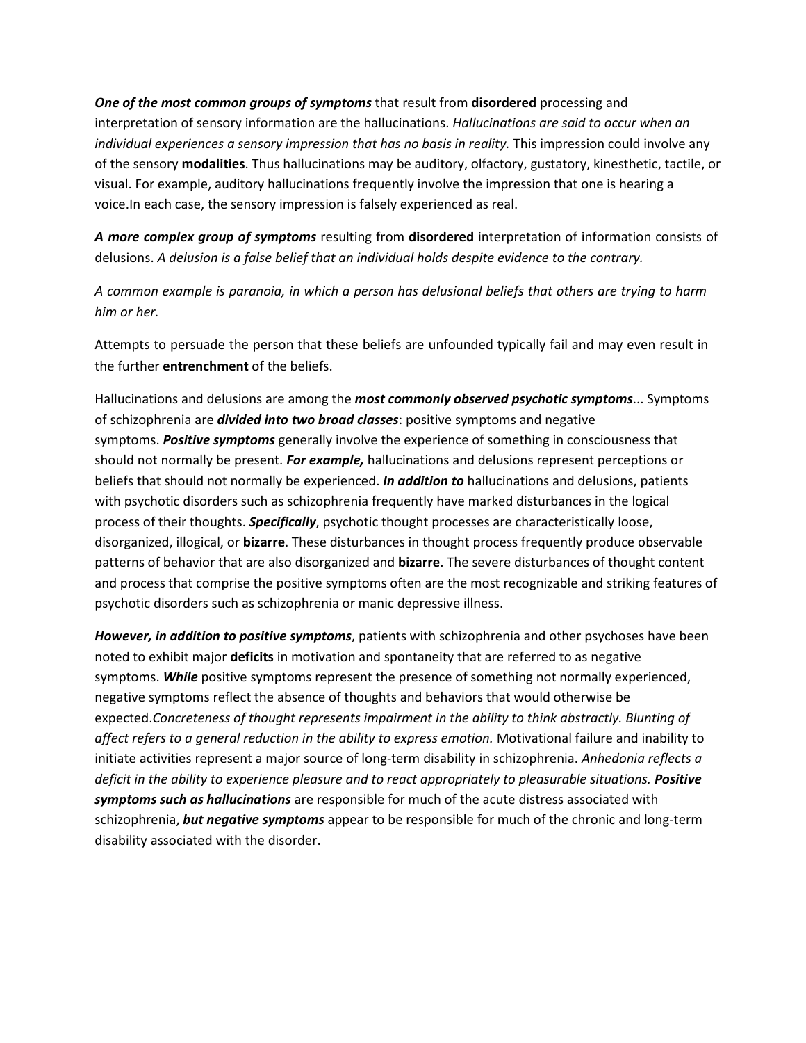***One of the most common groups of symptoms*** that result from **disordered** processing and interpretation of sensory information are the hallucinations. *Hallucinations are said to occur when an individual experiences a sensory impression that has no basis in reality.* This impression could involve any of the sensory **modalities**. Thus hallucinations may be auditory, olfactory, gustatory, kinesthetic, tactile, or visual. For example, auditory hallucinations frequently involve the impression that one is hearing a voice.In each case, the sensory impression is falsely experienced as real.

***A more complex group of symptoms*** resulting from **disordered** interpretation of information consists of delusions. *A delusion is a false belief that an individual holds despite evidence to the contrary.*

*A common example is paranoia, in which a person has delusional beliefs that others are trying to harm him or her.*

Attempts to persuade the person that these beliefs are unfounded typically fail and may even result in the further **entrenchment** of the beliefs.

Hallucinations and delusions are among the ***most commonly observed psychotic symptoms***... Symptoms of schizophrenia are ***divided into two broad classes***: positive symptoms and negative symptoms. ***Positive symptoms*** generally involve the experience of something in consciousness that should not normally be present. ***For example,*** hallucinations and delusions represent perceptions or beliefs that should not normally be experienced. ***In addition to*** hallucinations and delusions, patients with psychotic disorders such as schizophrenia frequently have marked disturbances in the logical process of their thoughts. ***Specifically***, psychotic thought processes are characteristically loose, disorganized, illogical, or **bizarre**. These disturbances in thought process frequently produce observable patterns of behavior that are also disorganized and **bizarre**. The severe disturbances of thought content and process that comprise the positive symptoms often are the most recognizable and striking features of psychotic disorders such as schizophrenia or manic depressive illness.

***However, in addition to positive symptoms***, patients with schizophrenia and other psychoses have been noted to exhibit major **deficits** in motivation and spontaneity that are referred to as negative symptoms. ***While*** positive symptoms represent the presence of something not normally experienced, negative symptoms reflect the absence of thoughts and behaviors that would otherwise be expected.*Concreteness of thought represents impairment in the ability to think abstractly. Blunting of affect refers to a general reduction in the ability to express emotion.* Motivational failure and inability to initiate activities represent a major source of long-term disability in schizophrenia. *Anhedonia reflects a deficit in the ability to experience pleasure and to react appropriately to pleasurable situations.* ***Positive symptoms such as hallucinations*** are responsible for much of the acute distress associated with schizophrenia, ***but negative symptoms*** appear to be responsible for much of the chronic and long-term disability associated with the disorder.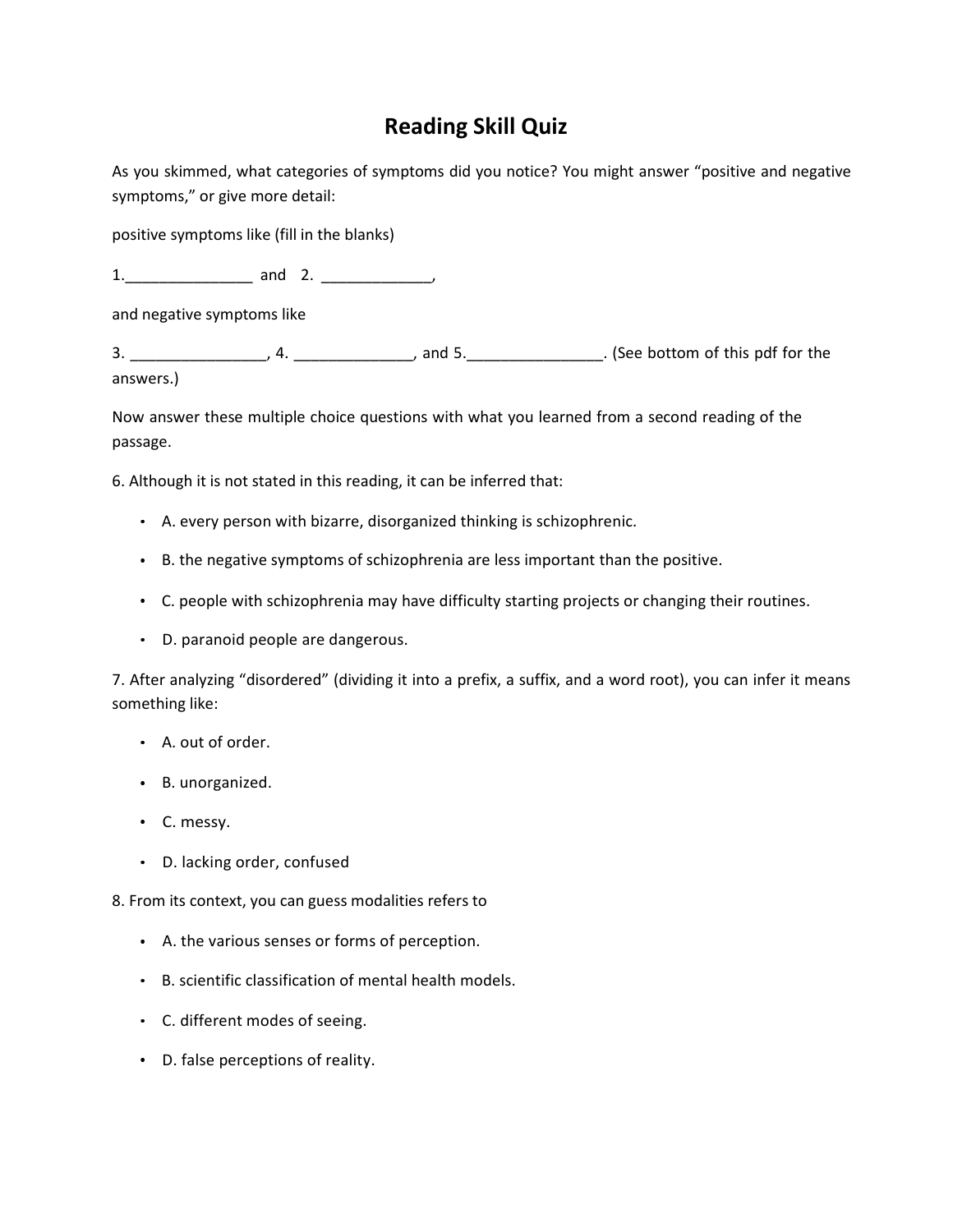# Reading Skill Quiz

As you skimmed, what categories of symptoms did you notice? You might answer "positive and negative symptoms," or give more detail:

positive symptoms like (fill in the blanks)

1._______________ and 2. _____________,

and negative symptoms like

3. ________________, 4. ______________, and 5.________________. (See bottom of this pdf for the answers.)

Now answer these multiple choice questions with what you learned from a second reading of the passage.

6. Although it is not stated in this reading, it can be inferred that:

- A. every person with bizarre, disorganized thinking is schizophrenic.
- B. the negative symptoms of schizophrenia are less important than the positive.
- C. people with schizophrenia may have difficulty starting projects or changing their routines.
- D. paranoid people are dangerous.

7. After analyzing "disordered" (dividing it into a prefix, a suffix, and a word root), you can infer it means something like:

- A. out of order.
- B. unorganized.
- C. messy.
- D. lacking order, confused

8. From its context, you can guess modalities refers to

- A. the various senses or forms of perception.
- B. scientific classification of mental health models.
- C. different modes of seeing.
- D. false perceptions of reality.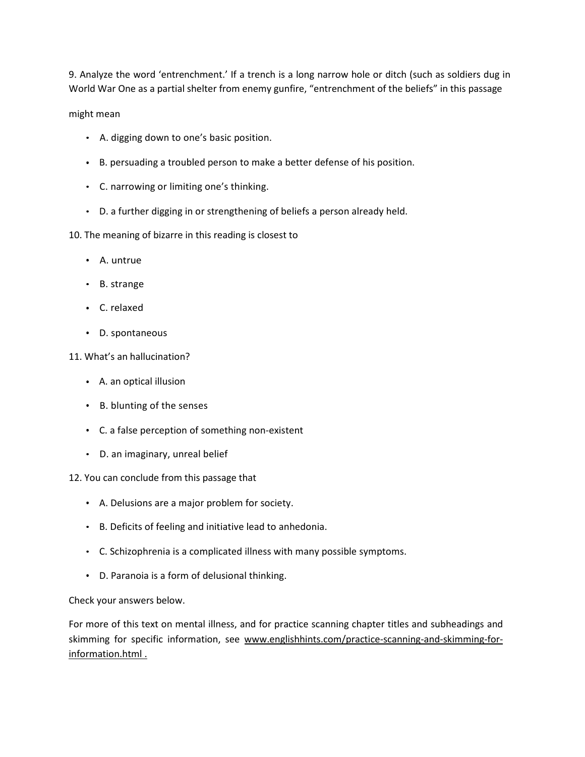9. Analyze the word 'entrenchment.' If a trench is a long narrow hole or ditch (such as soldiers dug in World War One as a partial shelter from enemy gunfire, "entrenchment of the beliefs" in this passage

might mean

- A. digging down to one's basic position.
- B. persuading a troubled person to make a better defense of his position.
- C. narrowing or limiting one's thinking.
- D. a further digging in or strengthening of beliefs a person already held.

10. The meaning of bizarre in this reading is closest to

- A. untrue
- B. strange
- C. relaxed
- D. spontaneous

11. What's an hallucination?

- A. an optical illusion
- B. blunting of the senses
- C. a false perception of something non-existent
- D. an imaginary, unreal belief

12. You can conclude from this passage that

- A. Delusions are a major problem for society.
- B. Deficits of feeling and initiative lead to anhedonia.
- C. Schizophrenia is a complicated illness with many possible symptoms.
- D. Paranoia is a form of delusional thinking.

Check your answers below.

For more of this text on mental illness, and for practice scanning chapter titles and subheadings and skimming for specific information, see www.englishhints.com/practice-scanning-and-skimming-for-information.html .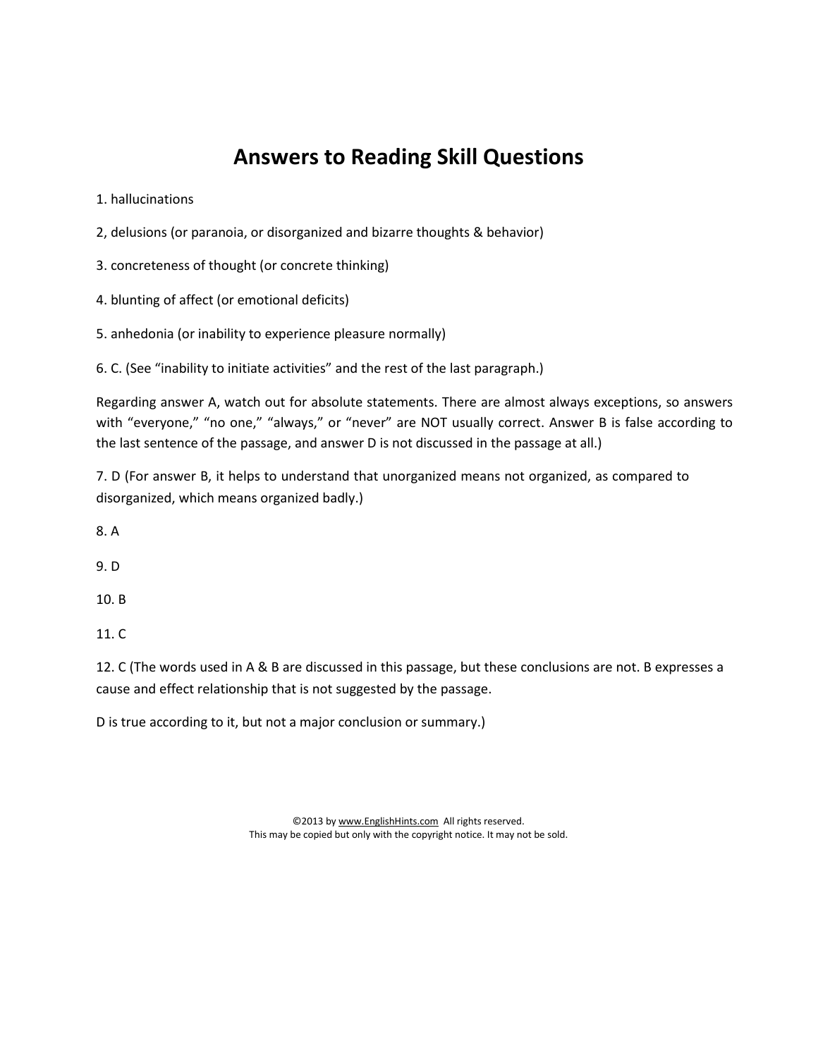# Answers to Reading Skill Questions

1. hallucinations

2, delusions (or paranoia, or disorganized and bizarre thoughts & behavior)

3. concreteness of thought (or concrete thinking)

4. blunting of affect (or emotional deficits)

5. anhedonia (or inability to experience pleasure normally)

6. C. (See "inability to initiate activities" and the rest of the last paragraph.)

Regarding answer A, watch out for absolute statements. There are almost always exceptions, so answers with "everyone," "no one," "always," or "never" are NOT usually correct. Answer B is false according to the last sentence of the passage, and answer D is not discussed in the passage at all.)

7. D (For answer B, it helps to understand that unorganized means not organized, as compared to disorganized, which means organized badly.)

8. A

9. D

10. B

11. C

12. C (The words used in A & B are discussed in this passage, but these conclusions are not. B expresses a cause and effect relationship that is not suggested by the passage.

D is true according to it, but not a major conclusion or summary.)

©2013 by www.EnglishHints.com All rights reserved.
This may be copied but only with the copyright notice. It may not be sold.